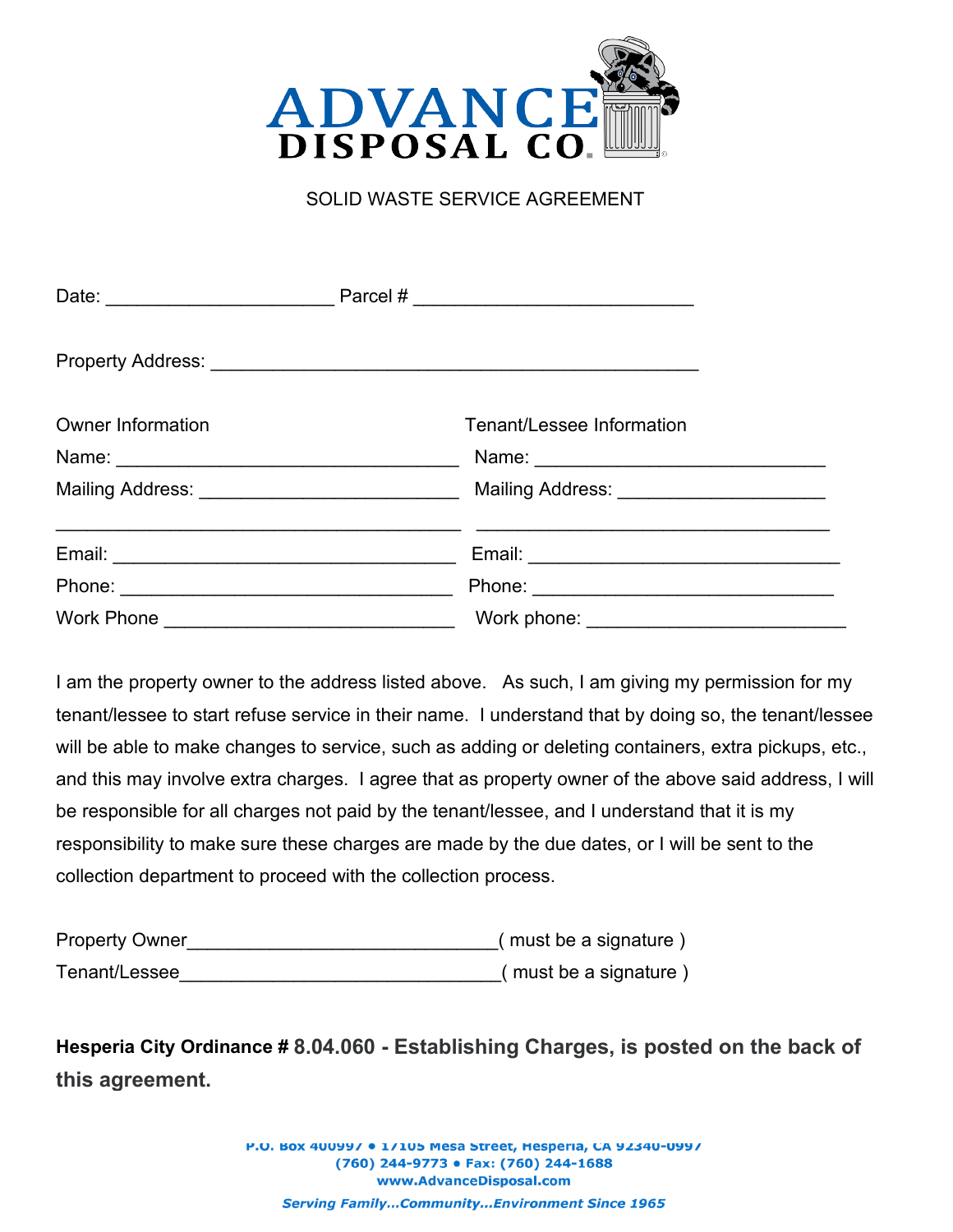# ADVANCE DISPOSAL CO.

## SOLID WASTE SERVICE AGREEMENT

Date: ______________________ Parcel # ___________________________

Property Address: _______________________________________________

| Owner Information | Tenant/Lessee Information |
|---|---|
| Name: _________________________________ | Name: ____________________________ |
| Mailing Address: _________________________ | Mailing Address: ___________________ |
| ______________________________________ | __________________________________ |
| Email: _________________________________ | Email: _____________________________ |
| Phone: ________________________________ | Phone: _____________________________ |
| Work Phone ____________________________ | Work phone: ________________________ |

I am the property owner to the address listed above. As such, I am giving my permission for my tenant/lessee to start refuse service in their name. I understand that by doing so, the tenant/lessee will be able to make changes to service, such as adding or deleting containers, extra pickups, etc., and this may involve extra charges. I agree that as property owner of the above said address, I will be responsible for all charges not paid by the tenant/lessee, and I understand that it is my responsibility to make sure these charges are made by the due dates, or I will be sent to the collection department to proceed with the collection process.

Property Owner______________________________( must be a signature )

Tenant/Lessee_______________________________( must be a signature )

**Hesperia City Ordinance # 8.04.060 - Establishing Charges, is posted on the back of this agreement.**

P.O. Box 400997 • 17105 Mesa Street, Hesperia, CA 92340-0997
(760) 244-9773 • Fax: (760) 244-1688
www.AdvanceDisposal.com

*Serving Family...Community...Environment Since 1965*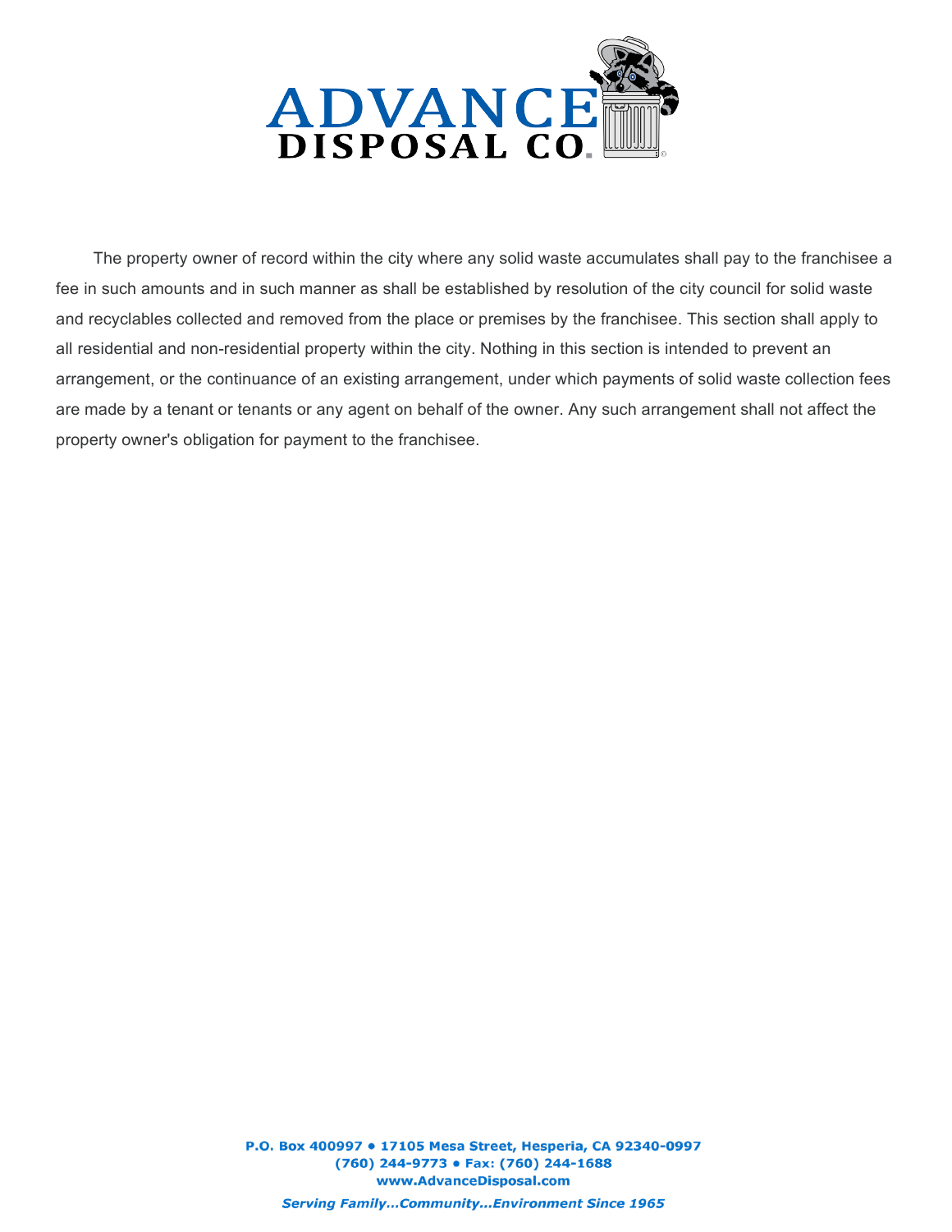The property owner of record within the city where any solid waste accumulates shall pay to the franchisee a fee in such amounts and in such manner as shall be established by resolution of the city council for solid waste and recyclables collected and removed from the place or premises by the franchisee. This section shall apply to all residential and non-residential property within the city. Nothing in this section is intended to prevent an arrangement, or the continuance of an existing arrangement, under which payments of solid waste collection fees are made by a tenant or tenants or any agent on behalf of the owner. Any such arrangement shall not affect the property owner's obligation for payment to the franchisee.